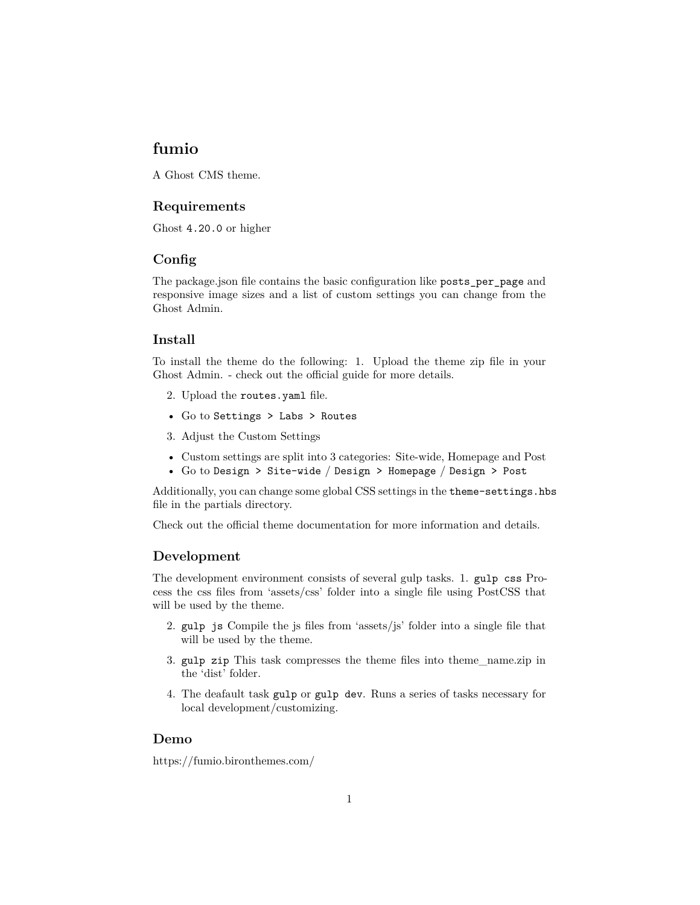# fumio

A Ghost CMS theme.

## Requirements

Ghost `4.20.0` or higher

## Config

The package.json file contains the basic configuration like `posts_per_page` and responsive image sizes and a list of custom settings you can change from the Ghost Admin.

## Install

To install the theme do the following: 1. Upload the theme zip file in your Ghost Admin. - check out the official guide for more details.

2. Upload the `routes.yaml` file.

- Go to `Settings > Labs > Routes`

3. Adjust the Custom Settings

- Custom settings are split into 3 categories: Site-wide, Homepage and Post
- Go to `Design > Site-wide` / `Design > Homepage` / `Design > Post`

Additionally, you can change some global CSS settings in the `theme-settings.hbs` file in the partials directory.

Check out the official theme documentation for more information and details.

## Development

The development environment consists of several gulp tasks. 1. `gulp css` Process the css files from 'assets/css' folder into a single file using PostCSS that will be used by the theme.

2. `gulp js` Compile the js files from 'assets/js' folder into a single file that will be used by the theme.
3. `gulp zip` This task compresses the theme files into theme_name.zip in the 'dist' folder.
4. The deafault task `gulp` or `gulp dev`. Runs a series of tasks necessary for local development/customizing.

## Demo

https://fumio.bironthemes.com/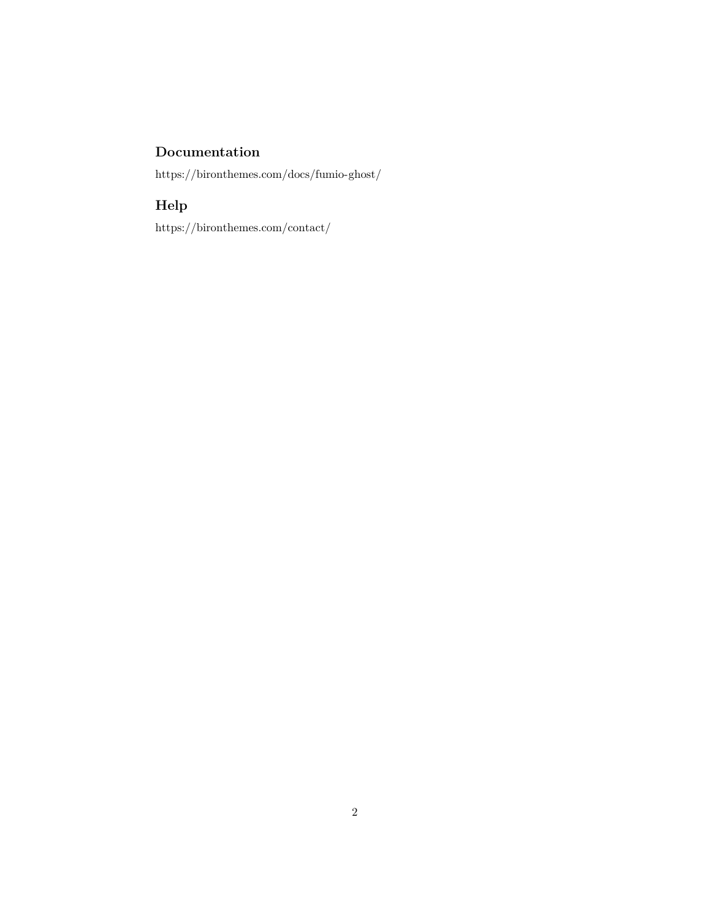## Documentation

https://bironthemes.com/docs/fumio-ghost/

## Help

https://bironthemes.com/contact/